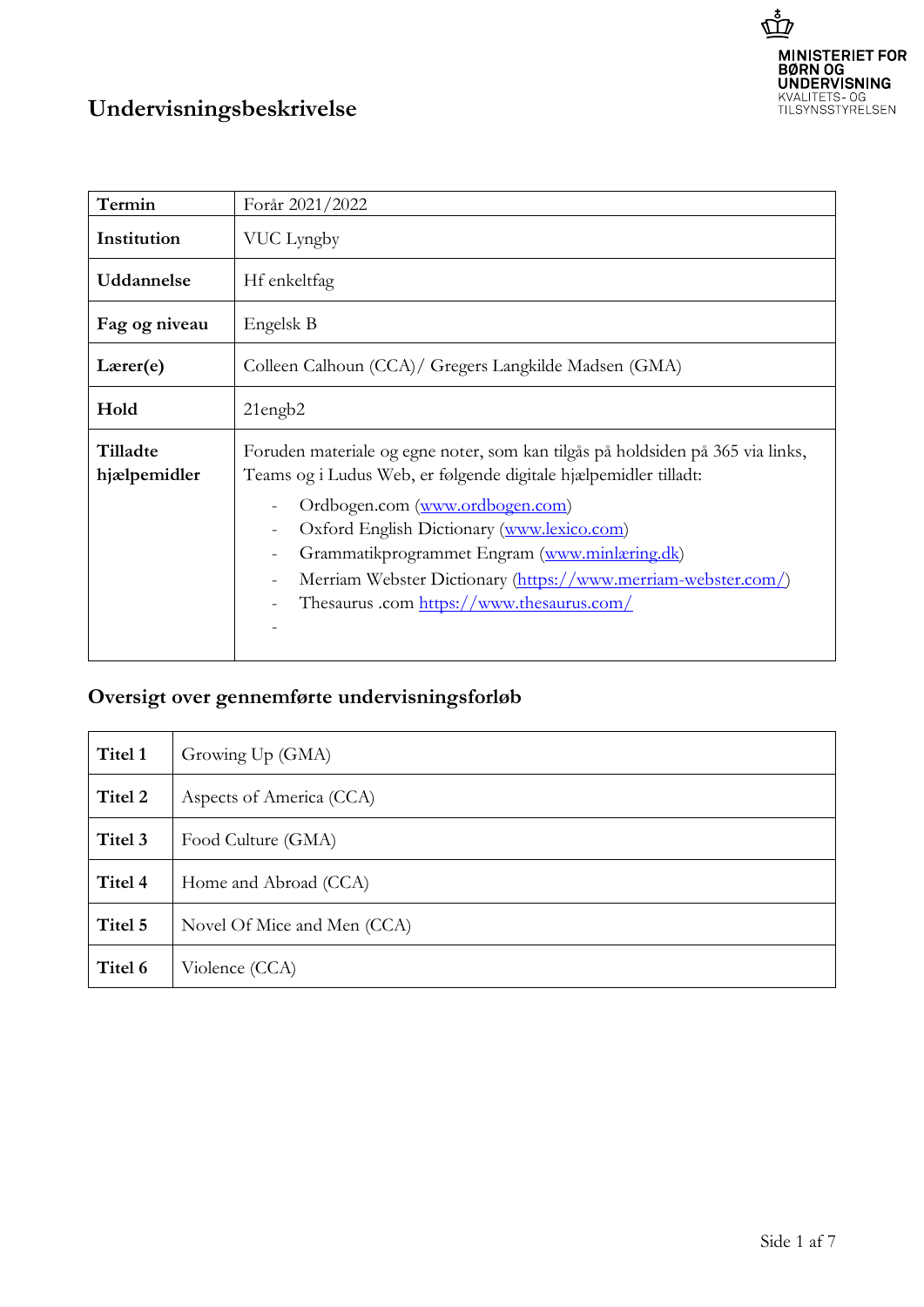MINISTERIET FOR BØRN OG UNDERVISNING
KVALITETS- OG TILSYNSSTYRELSEN

# Undervisningsbeskrivelse

| Termin | Forår 2021/2022 |
|---|---|
| **Institution** | VUC Lyngby |
| **Uddannelse** | Hf enkeltfag |
| **Fag og niveau** | Engelsk B |
| **Lærer(e)** | Colleen Calhoun (CCA)/ Gregers Langkilde Madsen (GMA) |
| **Hold** | 21engb2 |
| **Tilladte hjælpemidler** | Foruden materiale og egne noter, som kan tilgås på holdsiden på 365 via links, Teams og i Ludus Web, er følgende digitale hjælpemidler tilladt:<br>- Ordbogen.com (www.ordbogen.com)<br>- Oxford English Dictionary (www.lexico.com)<br>- Grammatikprogrammet Engram (www.minlæring.dk)<br>- Merriam Webster Dictionary (https://www.merriam-webster.com/)<br>- Thesaurus .com https://www.thesaurus.com/<br>- |

## Oversigt over gennemførte undervisningsforløb

| Titel 1 | Growing Up (GMA) |
|---|---|
| **Titel 2** | Aspects of America (CCA) |
| **Titel 3** | Food Culture (GMA) |
| **Titel 4** | Home and Abroad (CCA) |
| **Titel 5** | Novel Of Mice and Men (CCA) |
| **Titel 6** | Violence (CCA) |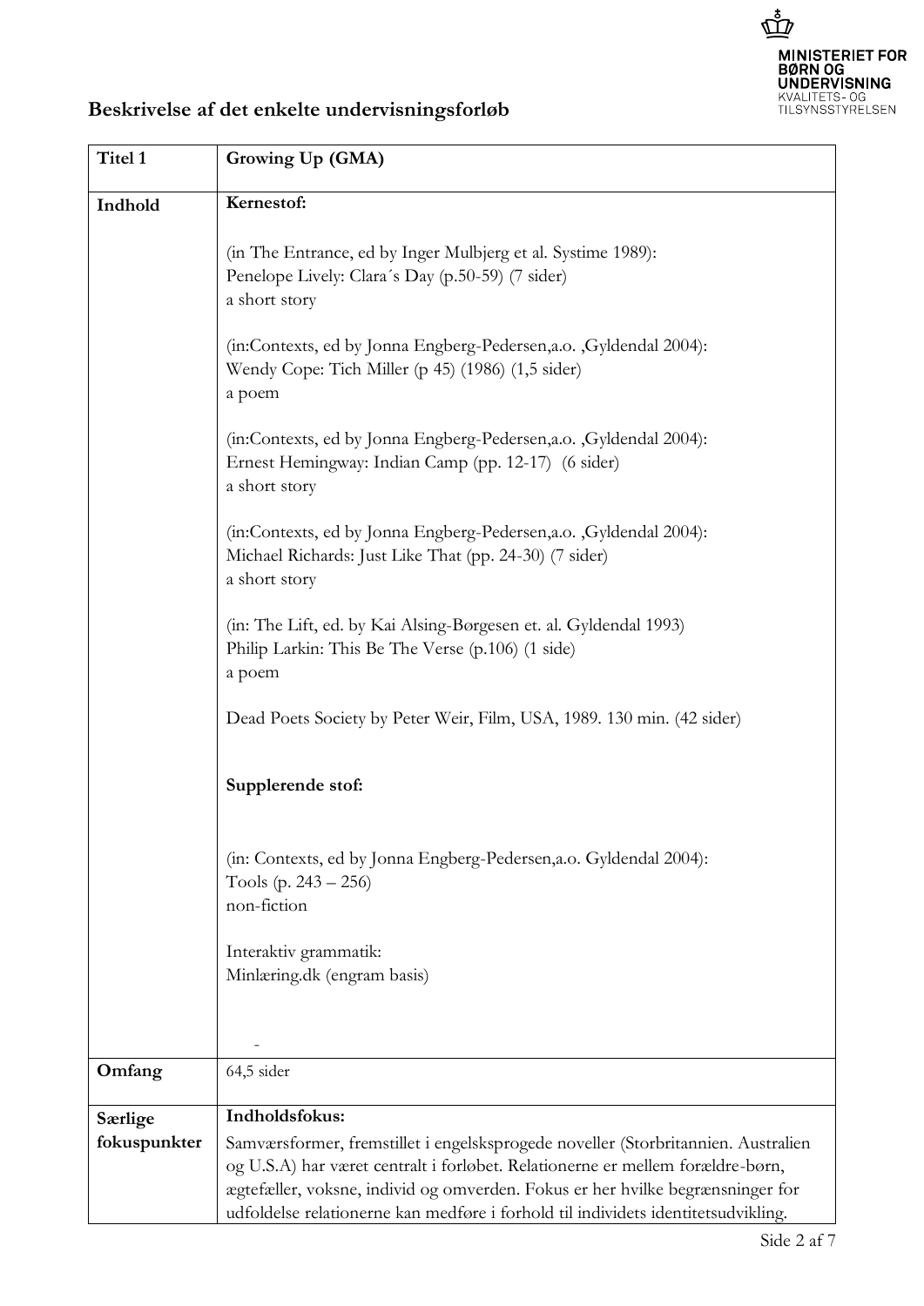## Beskrivelse af det enkelte undervisningsforløb

| **Titel 1** | **Growing Up (GMA)** |
| --- | --- |
| **Indhold** | **Kernestof:**<br><br>(in The Entrance, ed by Inger Mulbjerg et al. Systime 1989):<br>Penelope Lively: Clara´s Day (p.50-59) (7 sider)<br>a short story<br><br>(in:Contexts, ed by Jonna Engberg-Pedersen,a.o. ,Gyldendal 2004):<br>Wendy Cope: Tich Miller (p 45) (1986) (1,5 sider)<br>a poem<br><br>(in:Contexts, ed by Jonna Engberg-Pedersen,a.o. ,Gyldendal 2004):<br>Ernest Hemingway: Indian Camp (pp. 12-17) (6 sider)<br>a short story<br><br>(in:Contexts, ed by Jonna Engberg-Pedersen,a.o. ,Gyldendal 2004):<br>Michael Richards: Just Like That (pp. 24-30) (7 sider)<br>a short story<br><br>(in: The Lift, ed. by Kai Alsing-Børgesen et. al. Gyldendal 1993)<br>Philip Larkin: This Be The Verse (p.106) (1 side)<br>a poem<br><br>Dead Poets Society by Peter Weir, Film, USA, 1989. 130 min. (42 sider)<br><br>**Supplerende stof:**<br><br>(in: Contexts, ed by Jonna Engberg-Pedersen,a.o. Gyldendal 2004):<br>Tools (p. 243 – 256)<br>non-fiction<br><br>Interaktiv grammatik:<br>Minlæring.dk (engram basis)<br><br>- |
| **Omfang** | 64,5 sider |
| **Særlige fokuspunkter** | **Indholdsfokus:**<br>Samværsformer, fremstillet i engelsksprogede noveller (Storbritannien. Australien og U.S.A) har været centralt i forløbet. Relationerne er mellem forældre-børn, ægtefæller, voksne, individ og omverden. Fokus er her hvilke begrænsninger for udfoldelse relationerne kan medføre i forhold til individets identitetsudvikling. |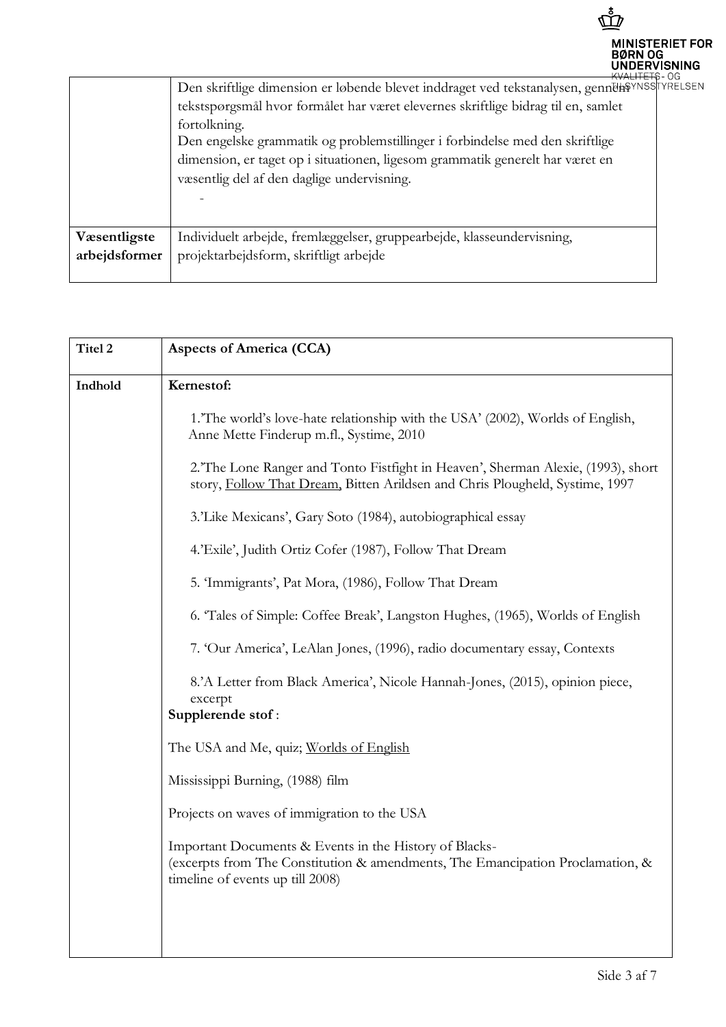| | |
|---|---|
| | Den skriftlige dimension er løbende blevet inddraget ved tekstanalysen, gennem tekstspørgsmål hvor formålet har været elevernes skriftlige bidrag til en, samlet fortolkning.<br>Den engelske grammatik og problemstillinger i forbindelse med den skriftlige dimension, er taget op i situationen, ligesom grammatik generelt har været en væsentlig del af den daglige undervisning.<br>- |
| **Væsentligste arbejdsformer** | Individuelt arbejde, fremlæggelser, gruppearbejde, klasseundervisning, projektarbejdsform, skriftligt arbejde |

| **Titel 2** | **Aspects of America (CCA)** |
|---|---|
| **Indhold** | **Kernestof:**<br><br>1.'The world's love-hate relationship with the USA' (2002), Worlds of English, Anne Mette Finderup m.fl., Systime, 2010<br><br>2.'The Lone Ranger and Tonto Fistfight in Heaven', Sherman Alexie, (1993), short story, Follow That Dream, Bitten Arildsen and Chris Plougheld, Systime, 1997<br><br>3.'Like Mexicans', Gary Soto (1984), autobiographical essay<br><br>4.'Exile', Judith Ortiz Cofer (1987), Follow That Dream<br><br>5. 'Immigrants', Pat Mora, (1986), Follow That Dream<br><br>6. 'Tales of Simple: Coffee Break', Langston Hughes, (1965), Worlds of English<br><br>7. 'Our America', LeAlan Jones, (1996), radio documentary essay, Contexts<br><br>8.'A Letter from Black America', Nicole Hannah-Jones, (2015), opinion piece, excerpt<br>**Supplerende stof** :<br><br>The USA and Me, quiz; Worlds of English<br><br>Mississippi Burning, (1988) film<br><br>Projects on waves of immigration to the USA<br><br>Important Documents & Events in the History of Blacks-<br>(excerpts from The Constitution & amendments, The Emancipation Proclamation, & timeline of events up till 2008) |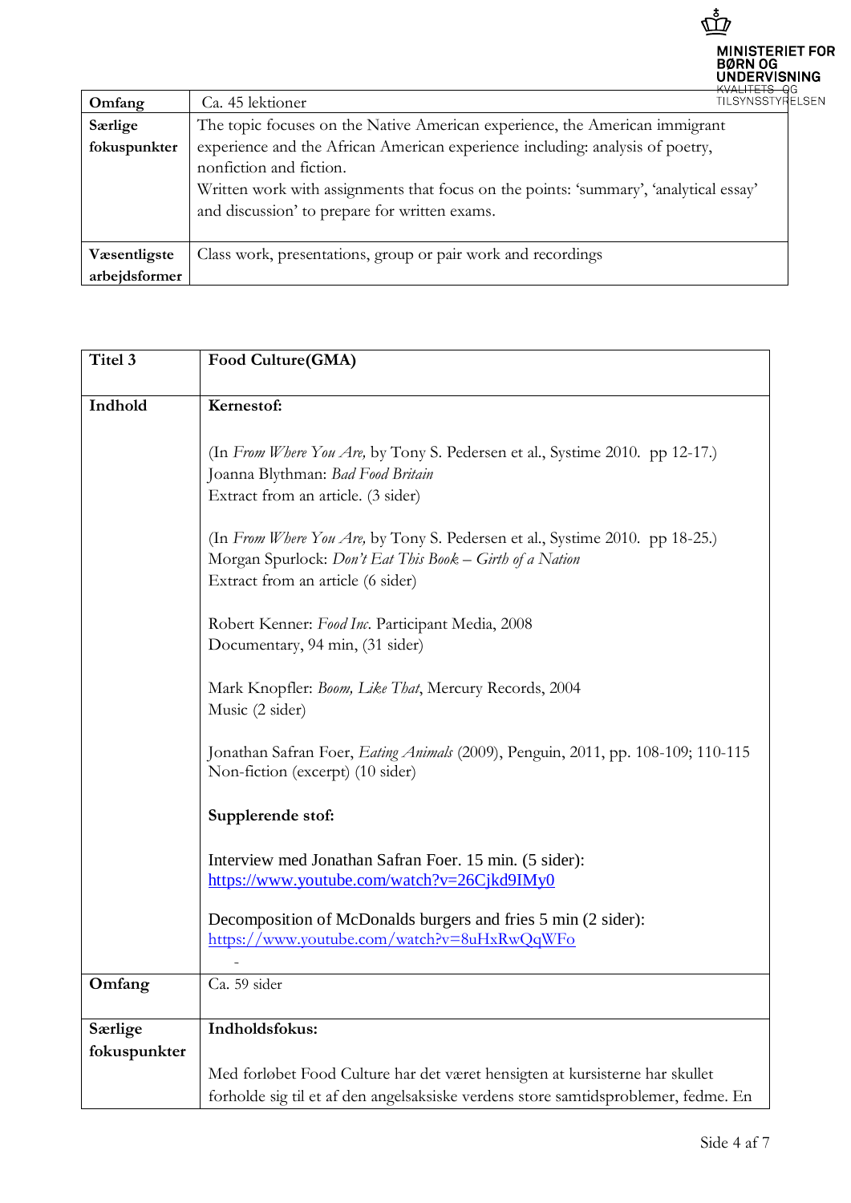| Omfang | Ca. 45 lektioner |
|---|---|
| Særlige fokuspunkter | The topic focuses on the Native American experience, the American immigrant experience and the African American experience including: analysis of poetry, nonfiction and fiction.<br>Written work with assignments that focus on the points: 'summary', 'analytical essay' and discussion' to prepare for written exams. |
| Væsentligste arbejdsformer | Class work, presentations, group or pair work and recordings |

| Titel 3 | **Food Culture(GMA)** |
|---|---|
| Indhold | **Kernestof:**<br><br>(In *From Where You Are,* by Tony S. Pedersen et al., Systime 2010. pp 12-17.)<br>Joanna Blythman: *Bad Food Britain*<br>Extract from an article. (3 sider)<br><br>(In *From Where You Are,* by Tony S. Pedersen et al., Systime 2010. pp 18-25.)<br>Morgan Spurlock: *Don't Eat This Book – Girth of a Nation*<br>Extract from an article (6 sider)<br><br>Robert Kenner: *Food Inc*. Participant Media, 2008<br>Documentary, 94 min, (31 sider)<br><br>Mark Knopfler: *Boom, Like That*, Mercury Records, 2004<br>Music (2 sider)<br><br>Jonathan Safran Foer, *Eating Animals* (2009), Penguin, 2011, pp. 108-109; 110-115<br>Non-fiction (excerpt) (10 sider)<br><br>**Supplerende stof:**<br><br>Interview med Jonathan Safran Foer. 15 min. (5 sider):<br>https://www.youtube.com/watch?v=26Cjkd9IMy0<br><br>Decomposition of McDonalds burgers and fries 5 min (2 sider):<br>https://www.youtube.com/watch?v=8uHxRwQqWFo<br>- |
| Omfang | Ca. 59 sider |
| Særlige fokuspunkter | **Indholdsfokus:**<br><br>Med forløbet Food Culture har det været hensigten at kursisterne har skullet forholde sig til et af den angelsaksiske verdens store samtidsproblemer, fedme. En |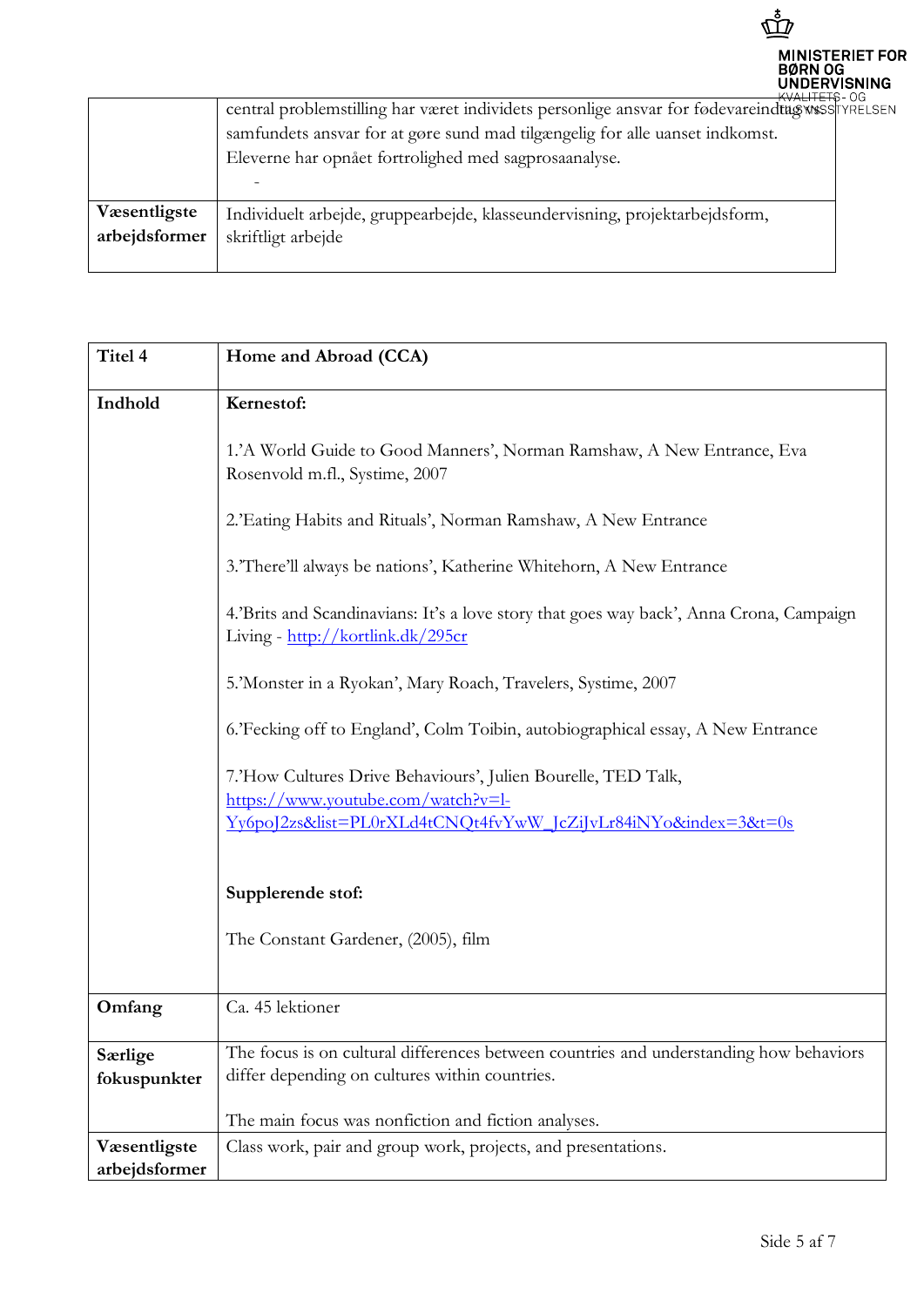| | |
|---|---|
| | central problemstilling har været individets personlige ansvar for fødevareindtag vs. samfundets ansvar for at gøre sund mad tilgængelig for alle uanset indkomst. Eleverne har opnået fortrolighed med sagprosaanalyse.<br>- |
| **Væsentligste arbejdsformer** | Individuelt arbejde, gruppearbejde, klasseundervisning, projektarbejdsform, skriftligt arbejde |

| **Titel 4** | **Home and Abroad (CCA)** |
|---|---|
| **Indhold** | **Kernestof:**<br><br>1.'A World Guide to Good Manners', Norman Ramshaw, A New Entrance, Eva Rosenvold m.fl., Systime, 2007<br><br>2.'Eating Habits and Rituals', Norman Ramshaw, A New Entrance<br><br>3.'There'll always be nations', Katherine Whitehorn, A New Entrance<br><br>4.'Brits and Scandinavians: It's a love story that goes way back', Anna Crona, Campaign Living - http://kortlink.dk/295cr<br><br>5.'Monster in a Ryokan', Mary Roach, Travelers, Systime, 2007<br><br>6.'Fecking off to England', Colm Toibin, autobiographical essay, A New Entrance<br><br>7.'How Cultures Drive Behaviours', Julien Bourelle, TED Talk, https://www.youtube.com/watch?v=l-Yy6poJ2zs&list=PL0rXLd4tCNQt4fvYwW_JcZiJvLr84iNYo&index=3&t=0s<br><br>**Supplerende stof:**<br><br>The Constant Gardener, (2005), film |
| **Omfang** | Ca. 45 lektioner |
| **Særlige fokuspunkter** | The focus is on cultural differences between countries and understanding how behaviors differ depending on cultures within countries.<br><br>The main focus was nonfiction and fiction analyses. |
| **Væsentligste arbejdsformer** | Class work, pair and group work, projects, and presentations. |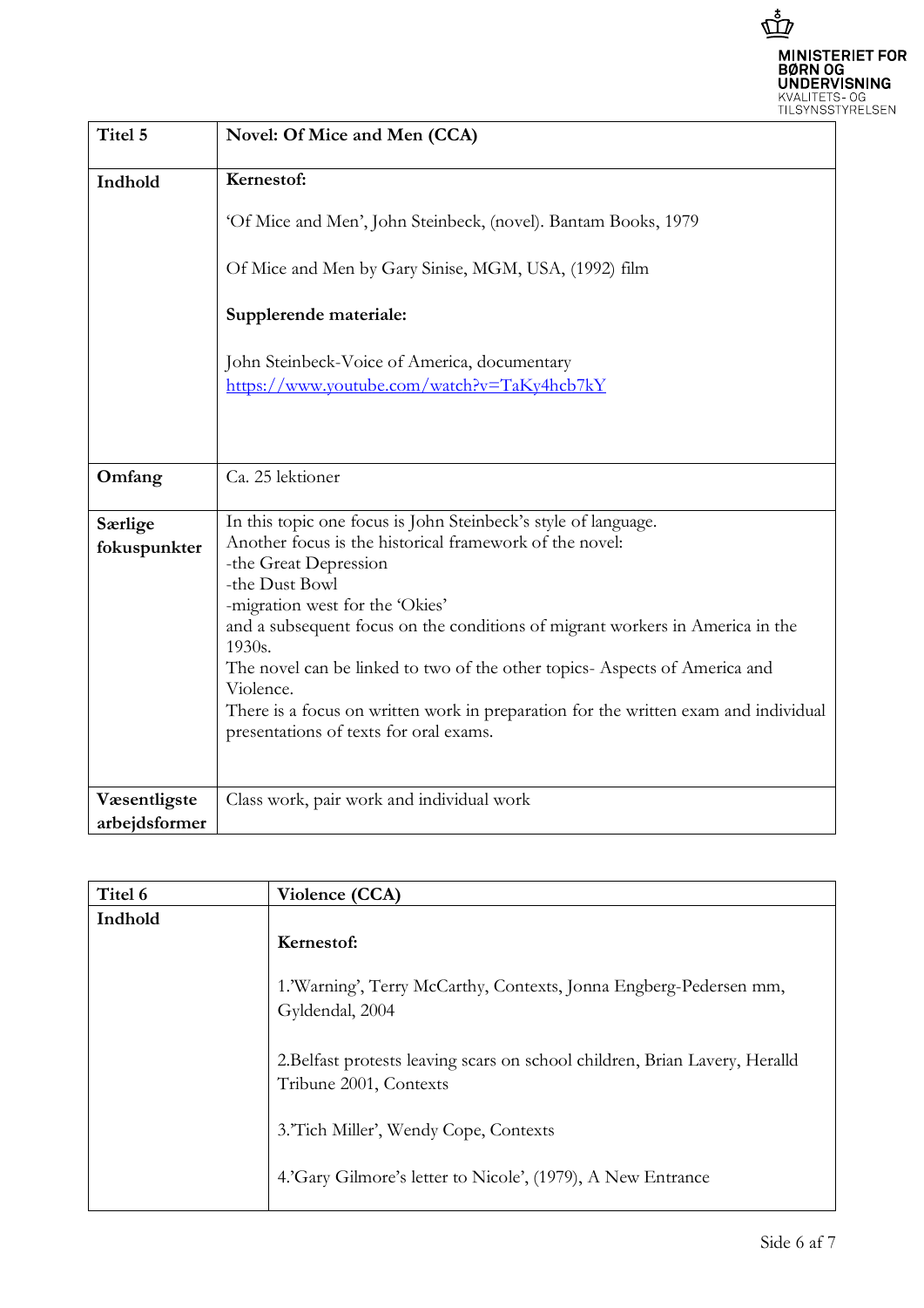| Titel 5 | Novel: Of Mice and Men (CCA) |
| --- | --- |
| Indhold | **Kernestof:**<br><br>'Of Mice and Men', John Steinbeck, (novel). Bantam Books, 1979<br><br>Of Mice and Men by Gary Sinise, MGM, USA, (1992) film<br><br>**Supplerende materiale:**<br><br>John Steinbeck-Voice of America, documentary<br>[https://www.youtube.com/watch?v=TaKy4hcb7kY](https://www.youtube.com/watch?v=TaKy4hcb7kY) |
| Omfang | Ca. 25 lektioner |
| Særlige fokuspunkter | In this topic one focus is John Steinbeck's style of language.<br>Another focus is the historical framework of the novel:<br>-the Great Depression<br>-the Dust Bowl<br>-migration west for the 'Okies'<br>and a subsequent focus on the conditions of migrant workers in America in the 1930s.<br>The novel can be linked to two of the other topics- Aspects of America and Violence.<br>There is a focus on written work in preparation for the written exam and individual presentations of texts for oral exams. |
| Væsentligste arbejdsformer | Class work, pair work and individual work |

| Titel 6 | Violence (CCA) |
| --- | --- |
| Indhold | **Kernestof:**<br><br>1.'Warning', Terry McCarthy, Contexts, Jonna Engberg-Pedersen mm, Gyldendal, 2004<br><br>2.Belfast protests leaving scars on school children, Brian Lavery, Heralld Tribune 2001, Contexts<br><br>3.'Tich Miller', Wendy Cope, Contexts<br><br>4.'Gary Gilmore's letter to Nicole', (1979), A New Entrance |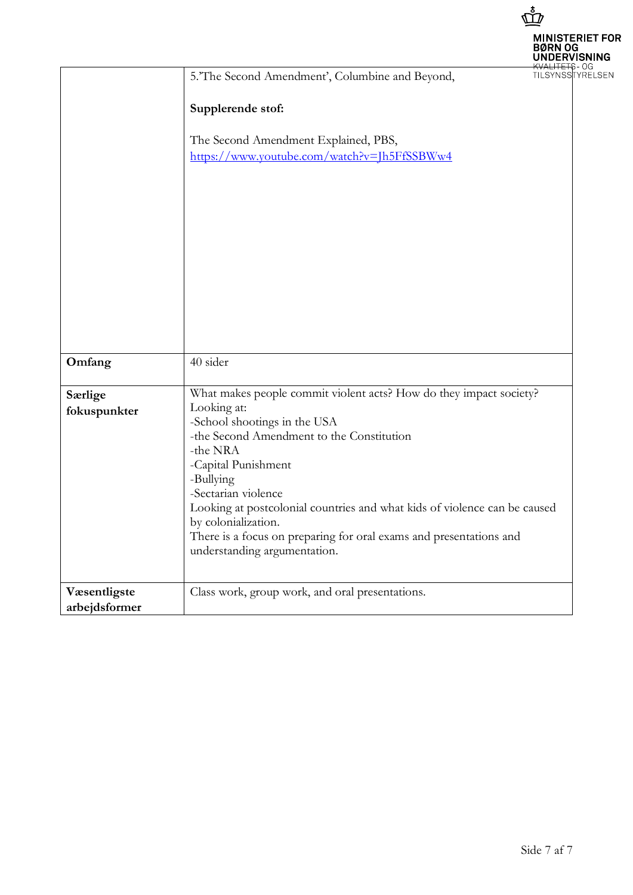| | |
|---|---|
| | 5.'The Second Amendment', Columbine and Beyond,<br><br>**Supplerende stof:**<br><br>The Second Amendment Explained, PBS, [https://www.youtube.com/watch?v=Jh5FfSSBWw4](https://www.youtube.com/watch?v=Jh5FfSSBWw4) |
| **Omfang** | 40 sider |
| **Særlige fokuspunkter** | What makes people commit violent acts? How do they impact society?<br>Looking at:<br>-School shootings in the USA<br>-the Second Amendment to the Constitution<br>-the NRA<br>-Capital Punishment<br>-Bullying<br>-Sectarian violence<br>Looking at postcolonial countries and what kids of violence can be caused by colonialization.<br>There is a focus on preparing for oral exams and presentations and understanding argumentation. |
| **Væsentligste arbejdsformer** | Class work, group work, and oral presentations. |